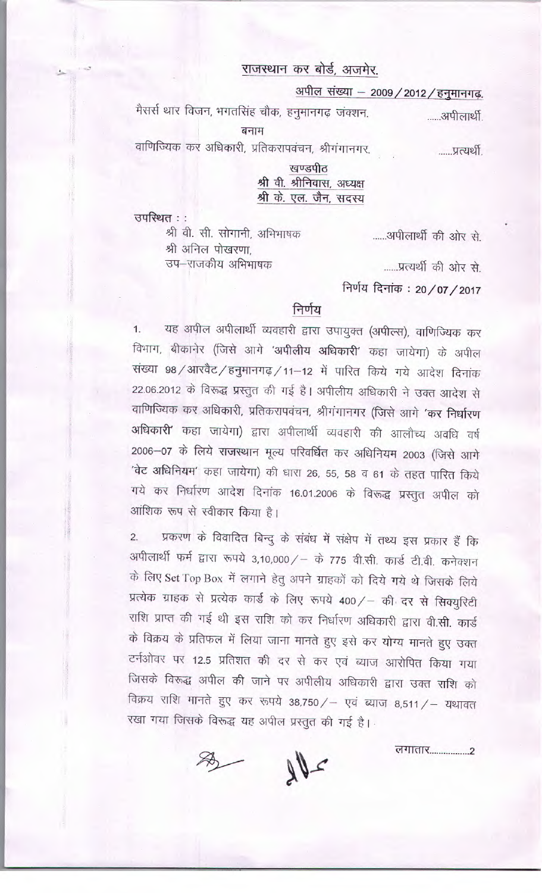# राजस्थान कर बोर्ड, अजमेर.

**अपील संख्या – 2009/2012/हनुमानगढ़.**

मैसर्स थार विजन, भगतसिंह चौक, हनुमानगढ़ जंक्शन. ......अपीलार्थी.

बनाम

वाणिज्यिक कर अधिकारी, प्रतिकरापवंचन, श्रीगंगानगर. ......प्रत्यर्थी.

**खण्डपीठ**
**श्री वी. श्रीनिवास, अध्यक्ष**
**श्री के. एल. जैन, सदस्य**

उपस्थित : :

श्री वी. सी. सोगानी, अभिभाषक ......अपीलार्थी की ओर से.
श्री अनिल पोखरणा,
उप–राजकीय अभिभाषक ......प्रत्यर्थी की ओर से.

निर्णय दिनांक : 20/07/2017

## निर्णय

1. यह अपील अपीलार्थी व्यवहारी द्वारा उपायुक्त (अपील्स), वाणिज्यिक कर विभाग, बीकानेर (जिसे आगे **'अपीलीय अधिकारी'** कहा जायेगा) के अपील संख्या 98/आरवैट/हनुमानगढ़/11–12 में पारित किये गये आदेश दिनांक 22.06.2012 के विरूद्ध प्रस्तुत की गई है। अपीलीय अधिकारी ने उक्त आदेश से वाणिज्यिक कर अधिकारी, प्रतिकरापवंचन, श्रीगंगानगर (जिसे आगे **'कर निर्धारण अधिकारी'** कहा जायेगा) द्वारा अपीलार्थी व्यवहारी की आलौच्य अवधि वर्ष 2006–07 के लिये **राजस्थान** मूल्य परिवर्धित कर अधिनियम 2003 (जिसे आगे **'वेट अधिनियम'** कहा जायेगा) की धारा 26, 55, 58 व 61 के तहत पारित किये गये कर निर्धारण आदेश दिनांक 16.01.2006 के विरूद्ध प्रस्तुत अपील को आंशिक रूप से स्वीकार किया है।

2. प्रकरण के विवादित बिन्दु के संबंध में संक्षेप में तथ्य इस प्रकार हैं कि अपीलार्थी फर्म द्वारा रूपये 3,10,000/– के 775 वी.सी. कार्ड टी.वी. कनेक्शन के लिए Set Top Box में लगाने हेतु अपने ग्राहकों को दिये गये थे जिसके लिये प्रत्येक ग्राहक से प्रत्येक कार्ड के लिए रूपये 400/– की दर से सिक्युरिटी राशि प्राप्त की गई थी इस राशि को कर निर्धारण अधिकारी द्वारा वी.सी. कार्ड के विक्रय के प्रतिफल में लिया जाना मानते हुए इसे कर योग्य मानते हुए उक्त टर्नओवर पर 12.5 प्रतिशत की दर से कर एवं ब्याज आरोपित किया गया जिसके विरूद्ध अपील की जाने पर अपीलीय अधिकारी द्वारा उक्त राशि को विक्रय राशि मानते हुए कर रूपये 38,750/– एवं ब्याज 8,511/– यथावत रखा गया जिसके विरूद्ध यह अपील प्रस्तुत की गई है।

लगातार.................2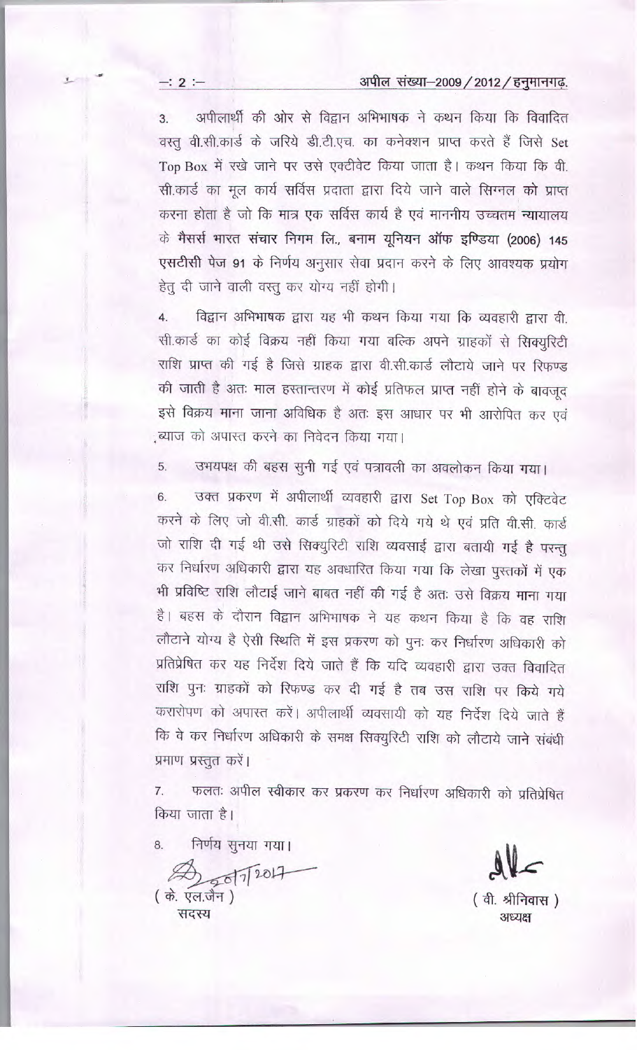3. अपीलार्थी की ओर से विद्वान अभिभाषक ने कथन किया कि विवादित वस्तु वी.सी.कार्ड के जरिये डी.टी.एच. का कनेक्शन प्राप्त करते हैं जिसे Set Top Box में रखे जाने पर उसे एक्टीवेट किया जाता है। कथन किया कि वी.सी.कार्ड का मूल कार्य सर्विस प्रदाता द्वारा दिये जाने वाले सिग्नल को प्राप्त करना होता है जो कि मात्र एक सर्विस कार्य है एवं माननीय उच्चतम न्यायालय के **मैसर्स भारत संचार निगम लि., बनाम यूनियन ऑफ इण्डिया (2006) 145 एसटीसी पेज 91** के निर्णय अनुसार सेवा प्रदान करने के लिए आवश्यक प्रयोग हेतु दी जाने वाली वस्तु कर योग्य नहीं होगी।

4. विद्वान अभिभाषक द्वारा यह भी कथन किया गया कि व्यवहारी द्वारा वी.सी.कार्ड का कोई विक्रय नहीं किया गया बल्कि अपने ग्राहकों से सिक्युरिटी राशि प्राप्त की गई है जिसे ग्राहक द्वारा वी.सी.कार्ड लौटाये जाने पर रिफण्ड की जाती है अतः माल हस्तान्तरण में कोई प्रतिफल प्राप्त नहीं होने के बावजूद इसे विक्रय माना जाना अविधिक है अतः इस आधार पर भी आरोपित कर एवं ब्याज को अपास्त करने का निवेदन किया गया।

5. उभयपक्ष की बहस सुनी गई एवं पत्रावली का अवलोकन किया गया।

6. उक्त प्रकरण में अपीलार्थी व्यवहारी द्वारा Set Top Box को एक्टिवेट करने के लिए जो वी.सी. कार्ड ग्राहकों को दिये गये थे एवं प्रति वी.सी. कार्ड जो राशि दी गई थी उसे सिक्युरिटी राशि व्यवसाई द्वारा बतायी गई है परन्तु कर निर्धारण अधिकारी द्वारा यह अवधारित किया गया कि लेखा पुस्तकों में एक भी प्रविष्टि राशि लौटाई जाने बाबत नहीं की गई है अतः उसे विक्रय माना गया है। बहस के दौरान विद्वान अभिभाषक ने यह कथन किया है कि वह राशि लौटाने योग्य है ऐसी स्थिति में इस प्रकरण को पुनः कर निर्धारण अधिकारी को प्रतिप्रेषित कर यह निर्देश दिये जाते हैं कि यदि व्यवहारी द्वारा उक्त विवादित राशि पुनः ग्राहकों को रिफण्ड कर दी गई है तब उस राशि पर किये गये करारोपण को अपास्त करें। अपीलार्थी व्यवसायी को यह निर्देश दिये जाते हैं कि वे कर निर्धारण अधिकारी के समक्ष सिक्युरिटी राशि को लौटाये जाने संबंधी प्रमाण प्रस्तुत करें।

7. फलतः अपील स्वीकार कर प्रकरण कर निर्धारण अधिकारी को प्रतिप्रेषित किया जाता है।

8. निर्णय सुनाया गया।

20/7/2017

( के. एल.जैन )
सदस्य

( वी. श्रीनिवास )
अध्यक्ष